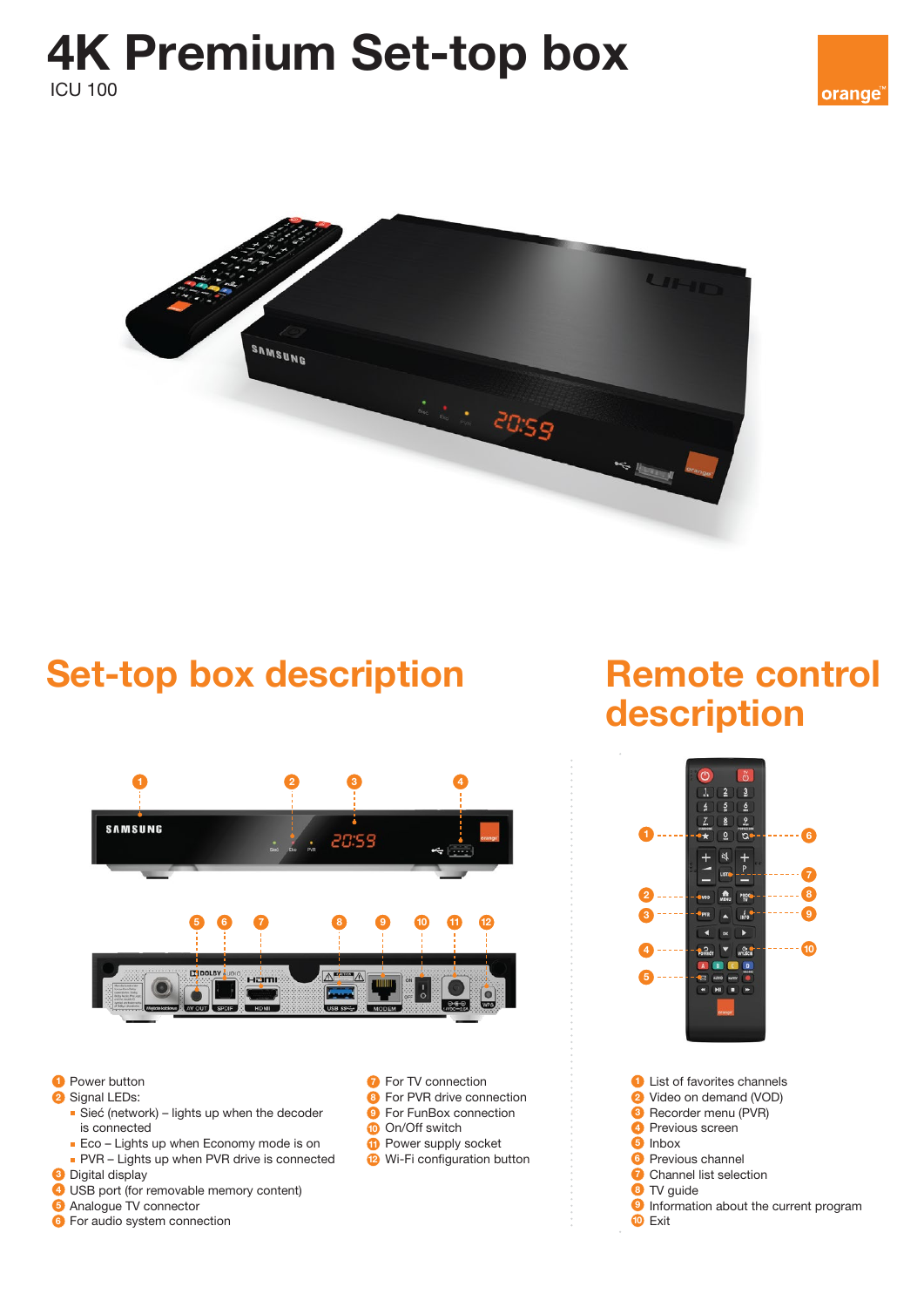# 4K Premium Set-top box

ICU 100

## Set-top box description

1. Power button
2. Signal LEDs:
   - Sieć (network) – lights up when the decoder is connected
   - Eco – Lights up when Economy mode is on
   - PVR – Lights up when PVR drive is connected
3. Digital display
4. USB port (for removable memory content)
5. Analogue TV connector
6. For audio system connection
7. For TV connection
8. For PVR drive connection
9. For FunBox connection
10. On/Off switch
11. Power supply socket
12. Wi-Fi configuration button

## Remote control description

1. List of favorites channels
2. Video on demand (VOD)
3. Recorder menu (PVR)
4. Previous screen
5. Inbox
6. Previous channel
7. Channel list selection
8. TV guide
9. Information about the current program
10. Exit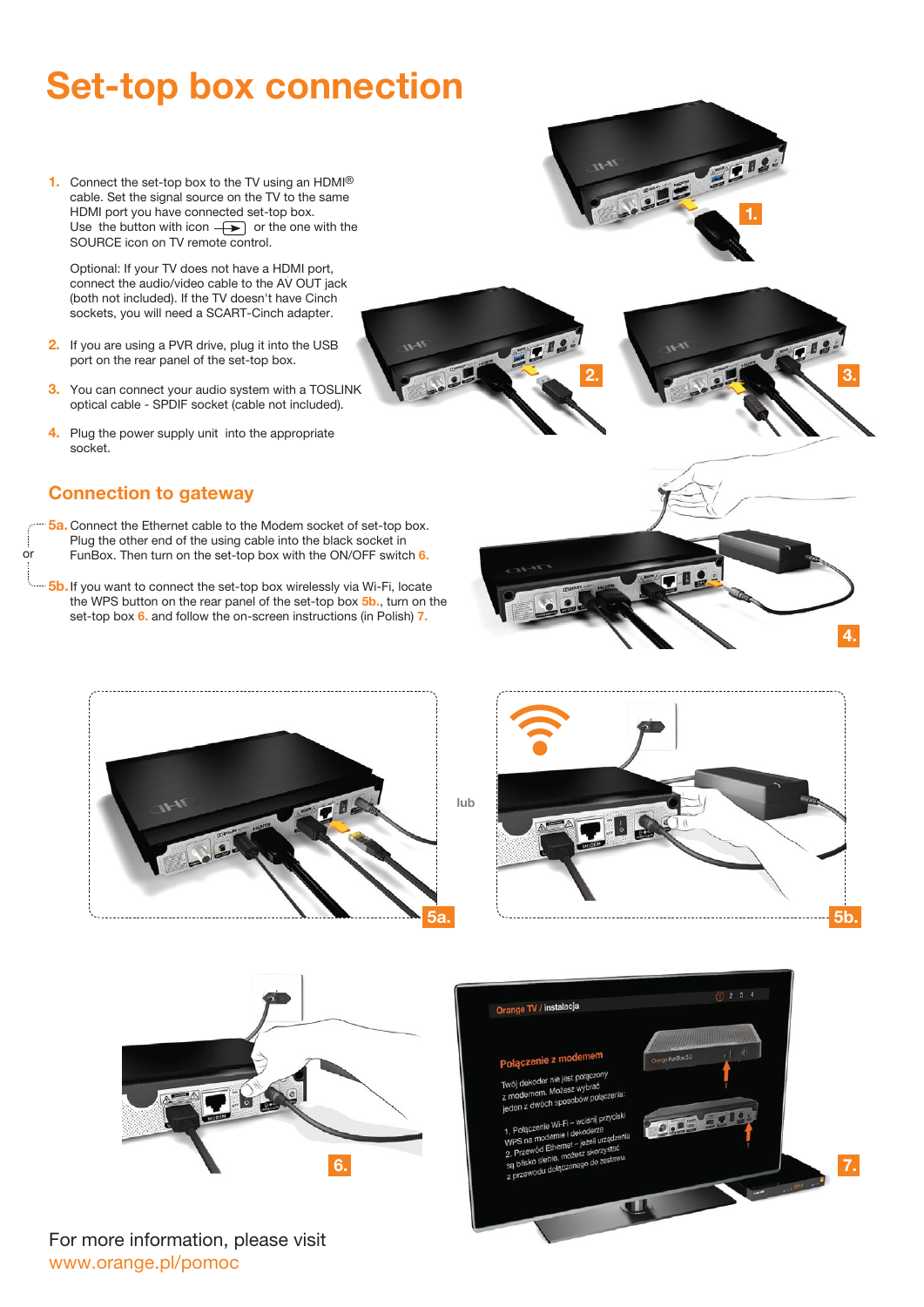# Set-top box connection

1. Connect the set-top box to the TV using an HDMI® cable. Set the signal source on the TV to the same HDMI port you have connected set-top box. Use the button with icon ⇥ or the one with the SOURCE icon on TV remote control.

   Optional: If your TV does not have a HDMI port, connect the audio/video cable to the AV OUT jack (both not included). If the TV doesn't have Cinch sockets, you will need a SCART-Cinch adapter.

2. If you are using a PVR drive, plug it into the USB port on the rear panel of the set-top box.

3. You can connect your audio system with a TOSLINK optical cable - SPDIF socket (cable not included).

4. Plug the power supply unit into the appropriate socket.

## Connection to gateway

**5a.** Connect the Ethernet cable to the Modem socket of set-top box. Plug the other end of the using cable into the black socket in FunBox. Then turn on the set-top box with the ON/OFF switch **6.**

or

**5b.** If you want to connect the set-top box wirelessly via Wi-Fi, locate the WPS button on the rear panel of the set-top box **5b.**, turn on the set-top box **6.** and follow the on-screen instructions (in Polish) **7.**

For more information, please visit
www.orange.pl/pomoc